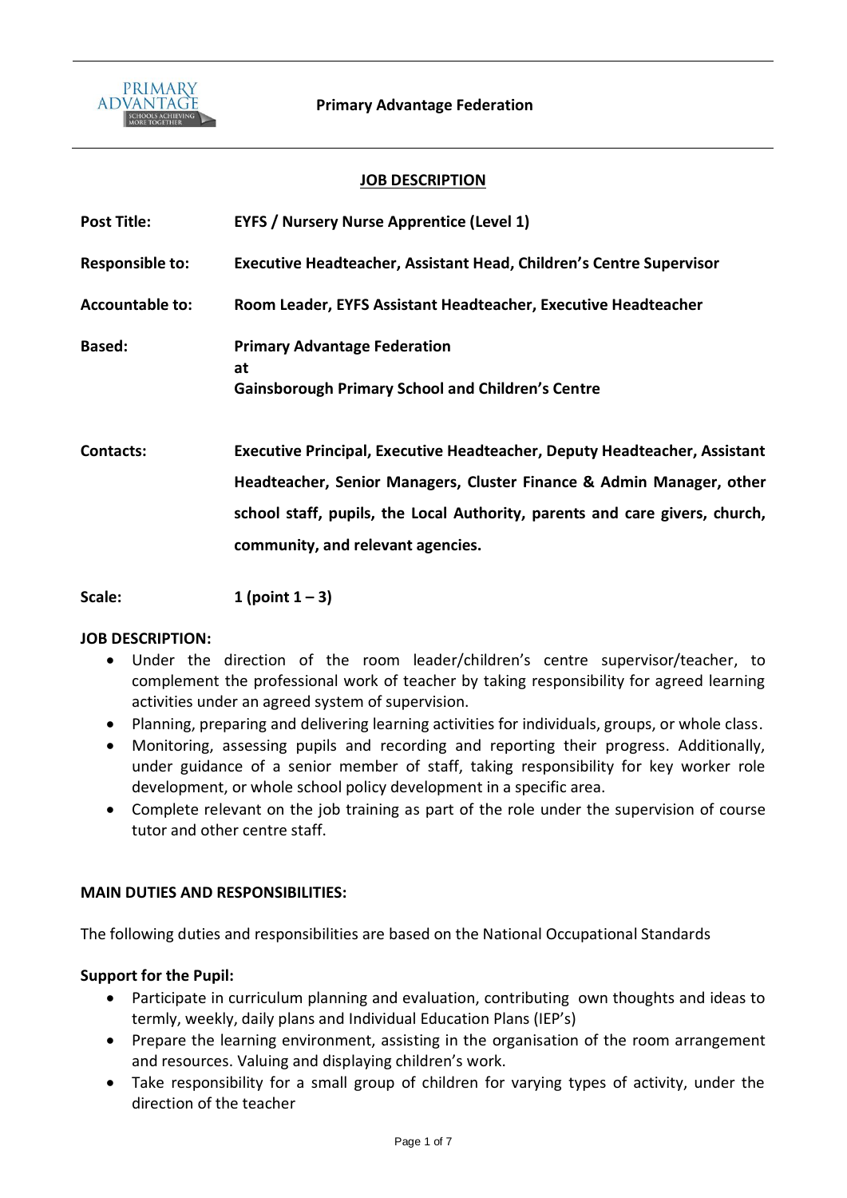**Primary Advantage Federation**

## JOB DESCRIPTION

| | |
|---|---|
| **Post Title:** | **EYFS / Nursery Nurse Apprentice (Level 1)** |
| **Responsible to:** | **Executive Headteacher, Assistant Head, Children's Centre Supervisor** |
| **Accountable to:** | **Room Leader, EYFS Assistant Headteacher, Executive Headteacher** |
| **Based:** | **Primary Advantage Federation at Gainsborough Primary School and Children's Centre** |
| **Contacts:** | **Executive Principal, Executive Headteacher, Deputy Headteacher, Assistant Headteacher, Senior Managers, Cluster Finance & Admin Manager, other school staff, pupils, the Local Authority, parents and care givers, church, community, and relevant agencies.** |
| **Scale:** | **1 (point 1 – 3)** |

**JOB DESCRIPTION:**

- Under the direction of the room leader/children's centre supervisor/teacher, to complement the professional work of teacher by taking responsibility for agreed learning activities under an agreed system of supervision.
- Planning, preparing and delivering learning activities for individuals, groups, or whole class.
- Monitoring, assessing pupils and recording and reporting their progress. Additionally, under guidance of a senior member of staff, taking responsibility for key worker role development, or whole school policy development in a specific area.
- Complete relevant on the job training as part of the role under the supervision of course tutor and other centre staff.

**MAIN DUTIES AND RESPONSIBILITIES:**

The following duties and responsibilities are based on the National Occupational Standards

**Support for the Pupil:**

- Participate in curriculum planning and evaluation, contributing own thoughts and ideas to termly, weekly, daily plans and Individual Education Plans (IEP's)
- Prepare the learning environment, assisting in the organisation of the room arrangement and resources. Valuing and displaying children's work.
- Take responsibility for a small group of children for varying types of activity, under the direction of the teacher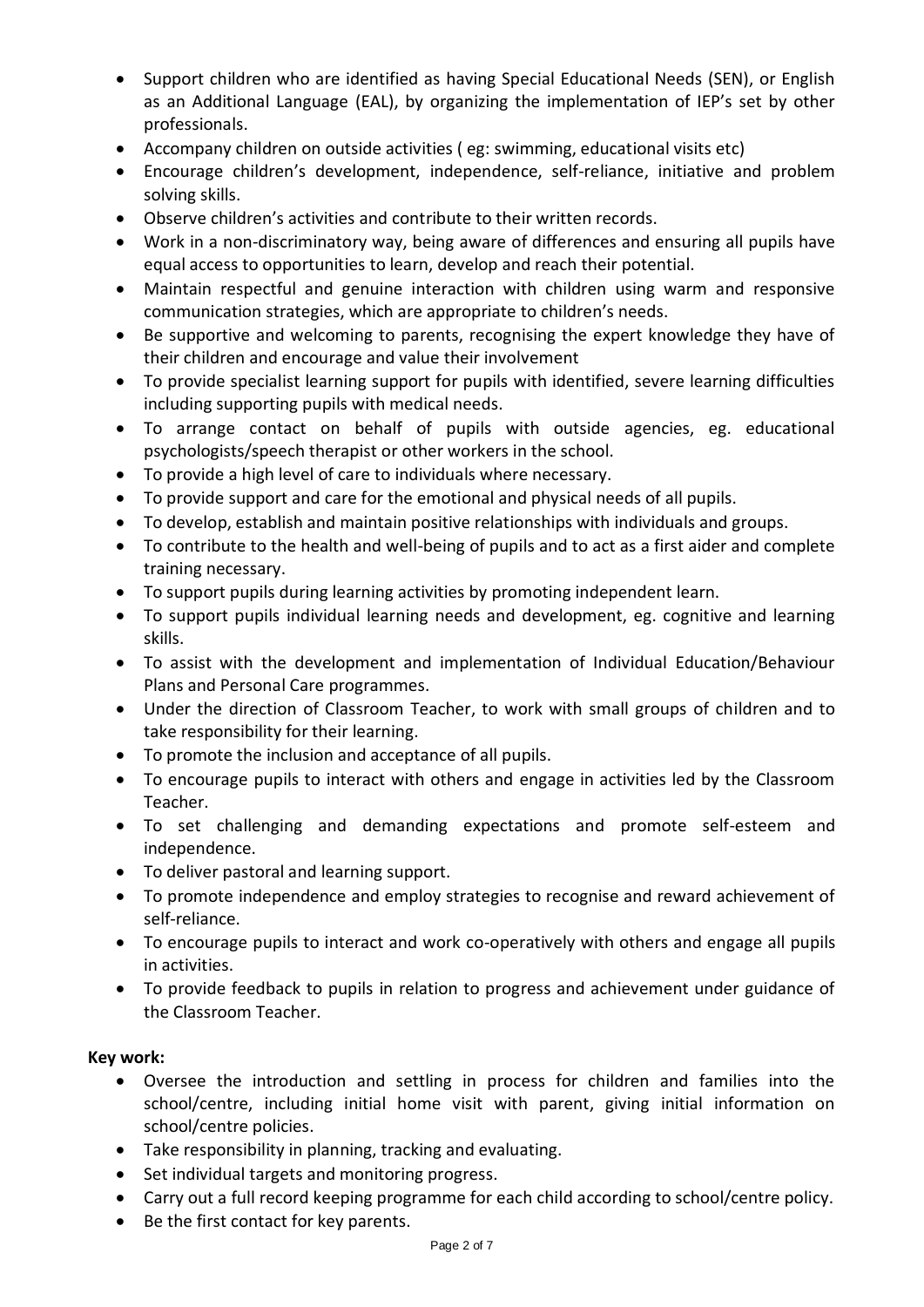- Support children who are identified as having Special Educational Needs (SEN), or English as an Additional Language (EAL), by organizing the implementation of IEP's set by other professionals.
- Accompany children on outside activities ( eg: swimming, educational visits etc)
- Encourage children's development, independence, self-reliance, initiative and problem solving skills.
- Observe children's activities and contribute to their written records.
- Work in a non-discriminatory way, being aware of differences and ensuring all pupils have equal access to opportunities to learn, develop and reach their potential.
- Maintain respectful and genuine interaction with children using warm and responsive communication strategies, which are appropriate to children's needs.
- Be supportive and welcoming to parents, recognising the expert knowledge they have of their children and encourage and value their involvement
- To provide specialist learning support for pupils with identified, severe learning difficulties including supporting pupils with medical needs.
- To arrange contact on behalf of pupils with outside agencies, eg. educational psychologists/speech therapist or other workers in the school.
- To provide a high level of care to individuals where necessary.
- To provide support and care for the emotional and physical needs of all pupils.
- To develop, establish and maintain positive relationships with individuals and groups.
- To contribute to the health and well-being of pupils and to act as a first aider and complete training necessary.
- To support pupils during learning activities by promoting independent learn.
- To support pupils individual learning needs and development, eg. cognitive and learning skills.
- To assist with the development and implementation of Individual Education/Behaviour Plans and Personal Care programmes.
- Under the direction of Classroom Teacher, to work with small groups of children and to take responsibility for their learning.
- To promote the inclusion and acceptance of all pupils.
- To encourage pupils to interact with others and engage in activities led by the Classroom Teacher.
- To set challenging and demanding expectations and promote self-esteem and independence.
- To deliver pastoral and learning support.
- To promote independence and employ strategies to recognise and reward achievement of self-reliance.
- To encourage pupils to interact and work co-operatively with others and engage all pupils in activities.
- To provide feedback to pupils in relation to progress and achievement under guidance of the Classroom Teacher.

**Key work:**

- Oversee the introduction and settling in process for children and families into the school/centre, including initial home visit with parent, giving initial information on school/centre policies.
- Take responsibility in planning, tracking and evaluating.
- Set individual targets and monitoring progress.
- Carry out a full record keeping programme for each child according to school/centre policy.
- Be the first contact for key parents.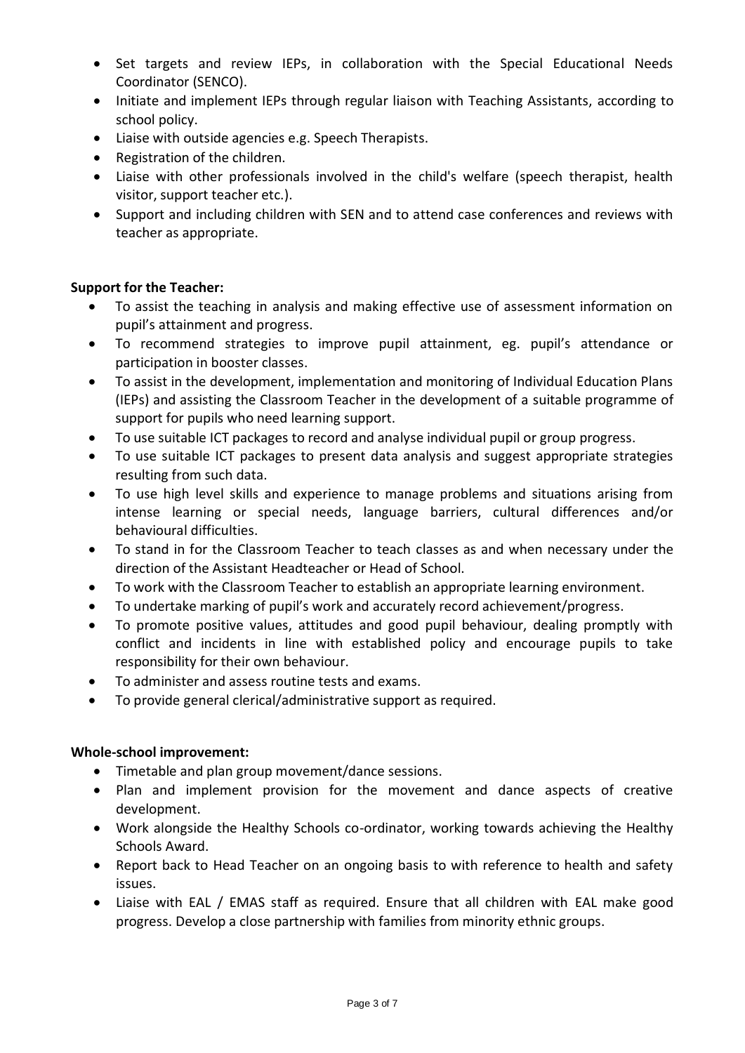- Set targets and review IEPs, in collaboration with the Special Educational Needs Coordinator (SENCO).
- Initiate and implement IEPs through regular liaison with Teaching Assistants, according to school policy.
- Liaise with outside agencies e.g. Speech Therapists.
- Registration of the children.
- Liaise with other professionals involved in the child's welfare (speech therapist, health visitor, support teacher etc.).
- Support and including children with SEN and to attend case conferences and reviews with teacher as appropriate.

**Support for the Teacher:**

- To assist the teaching in analysis and making effective use of assessment information on pupil's attainment and progress.
- To recommend strategies to improve pupil attainment, eg. pupil's attendance or participation in booster classes.
- To assist in the development, implementation and monitoring of Individual Education Plans (IEPs) and assisting the Classroom Teacher in the development of a suitable programme of support for pupils who need learning support.
- To use suitable ICT packages to record and analyse individual pupil or group progress.
- To use suitable ICT packages to present data analysis and suggest appropriate strategies resulting from such data.
- To use high level skills and experience to manage problems and situations arising from intense learning or special needs, language barriers, cultural differences and/or behavioural difficulties.
- To stand in for the Classroom Teacher to teach classes as and when necessary under the direction of the Assistant Headteacher or Head of School.
- To work with the Classroom Teacher to establish an appropriate learning environment.
- To undertake marking of pupil's work and accurately record achievement/progress.
- To promote positive values, attitudes and good pupil behaviour, dealing promptly with conflict and incidents in line with established policy and encourage pupils to take responsibility for their own behaviour.
- To administer and assess routine tests and exams.
- To provide general clerical/administrative support as required.

**Whole-school improvement:**

- Timetable and plan group movement/dance sessions.
- Plan and implement provision for the movement and dance aspects of creative development.
- Work alongside the Healthy Schools co-ordinator, working towards achieving the Healthy Schools Award.
- Report back to Head Teacher on an ongoing basis to with reference to health and safety issues.
- Liaise with EAL / EMAS staff as required. Ensure that all children with EAL make good progress. Develop a close partnership with families from minority ethnic groups.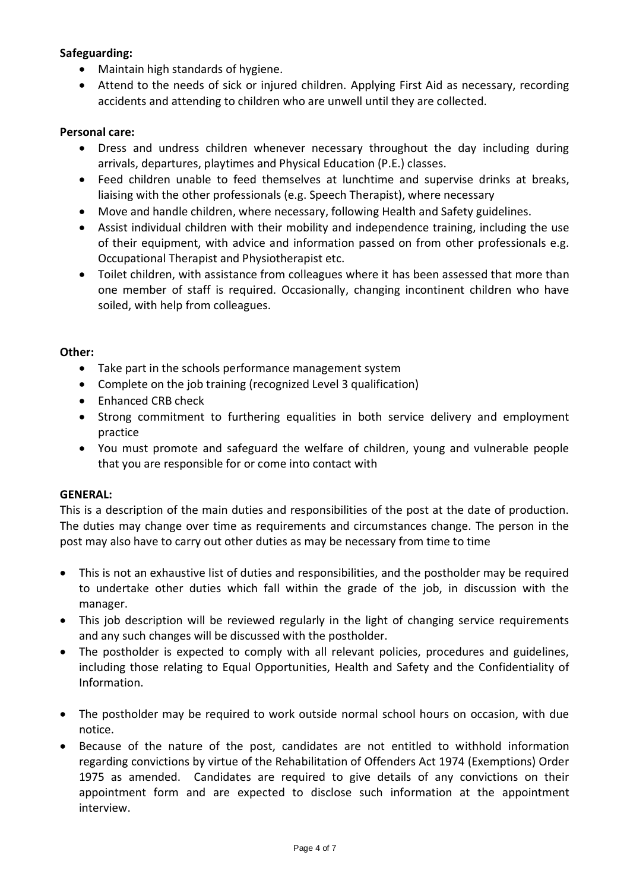**Safeguarding:**

- Maintain high standards of hygiene.
- Attend to the needs of sick or injured children. Applying First Aid as necessary, recording accidents and attending to children who are unwell until they are collected.

**Personal care:**

- Dress and undress children whenever necessary throughout the day including during arrivals, departures, playtimes and Physical Education (P.E.) classes.
- Feed children unable to feed themselves at lunchtime and supervise drinks at breaks, liaising with the other professionals (e.g. Speech Therapist), where necessary
- Move and handle children, where necessary, following Health and Safety guidelines.
- Assist individual children with their mobility and independence training, including the use of their equipment, with advice and information passed on from other professionals e.g. Occupational Therapist and Physiotherapist etc.
- Toilet children, with assistance from colleagues where it has been assessed that more than one member of staff is required. Occasionally, changing incontinent children who have soiled, with help from colleagues.

**Other:**

- Take part in the schools performance management system
- Complete on the job training (recognized Level 3 qualification)
- Enhanced CRB check
- Strong commitment to furthering equalities in both service delivery and employment practice
- You must promote and safeguard the welfare of children, young and vulnerable people that you are responsible for or come into contact with

**GENERAL:**

This is a description of the main duties and responsibilities of the post at the date of production. The duties may change over time as requirements and circumstances change. The person in the post may also have to carry out other duties as may be necessary from time to time

- This is not an exhaustive list of duties and responsibilities, and the postholder may be required to undertake other duties which fall within the grade of the job, in discussion with the manager.
- This job description will be reviewed regularly in the light of changing service requirements and any such changes will be discussed with the postholder.
- The postholder is expected to comply with all relevant policies, procedures and guidelines, including those relating to Equal Opportunities, Health and Safety and the Confidentiality of Information.
- The postholder may be required to work outside normal school hours on occasion, with due notice.
- Because of the nature of the post, candidates are not entitled to withhold information regarding convictions by virtue of the Rehabilitation of Offenders Act 1974 (Exemptions) Order 1975 as amended. Candidates are required to give details of any convictions on their appointment form and are expected to disclose such information at the appointment interview.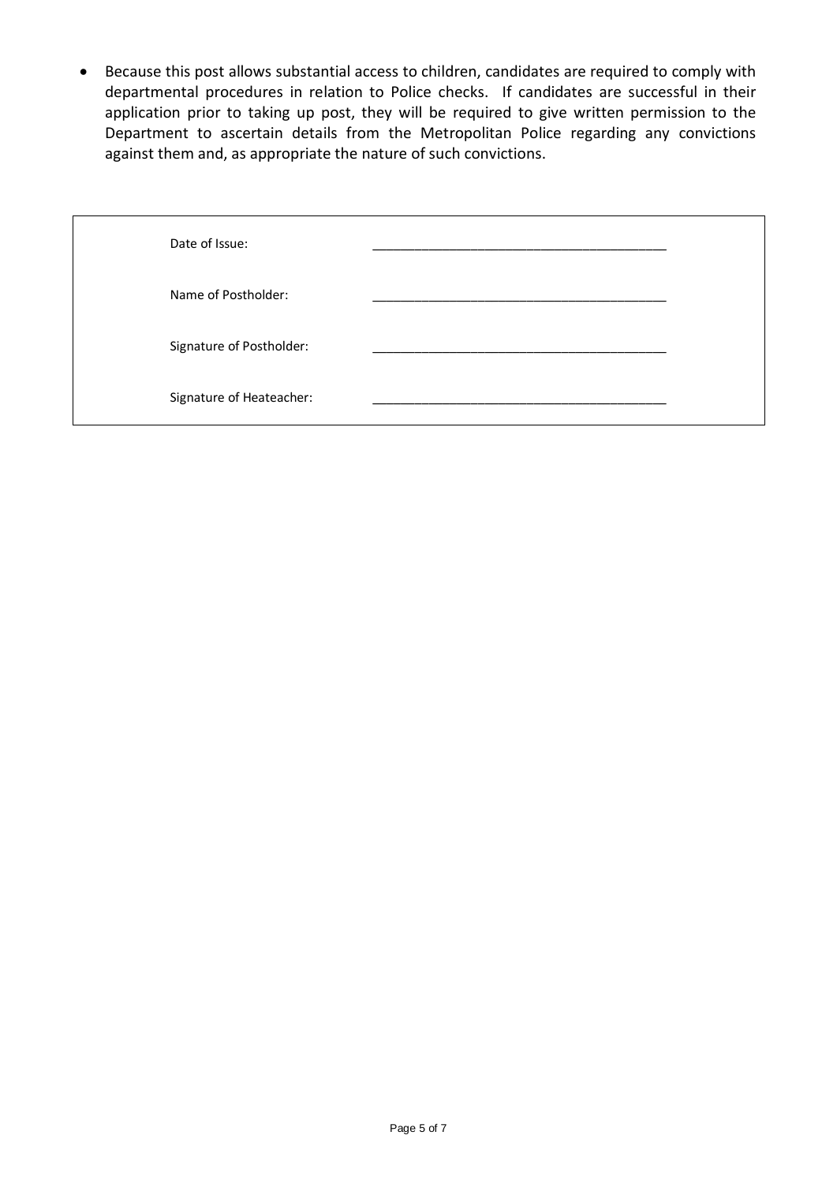- Because this post allows substantial access to children, candidates are required to comply with departmental procedures in relation to Police checks. If candidates are successful in their application prior to taking up post, they will be required to give written permission to the Department to ascertain details from the Metropolitan Police regarding any convictions against them and, as appropriate the nature of such convictions.

| | |
|---|---|
| Date of Issue: | ___________________________________________ |
| Name of Postholder: | ___________________________________________ |
| Signature of Postholder: | ___________________________________________ |
| Signature of Heateacher: | ___________________________________________ |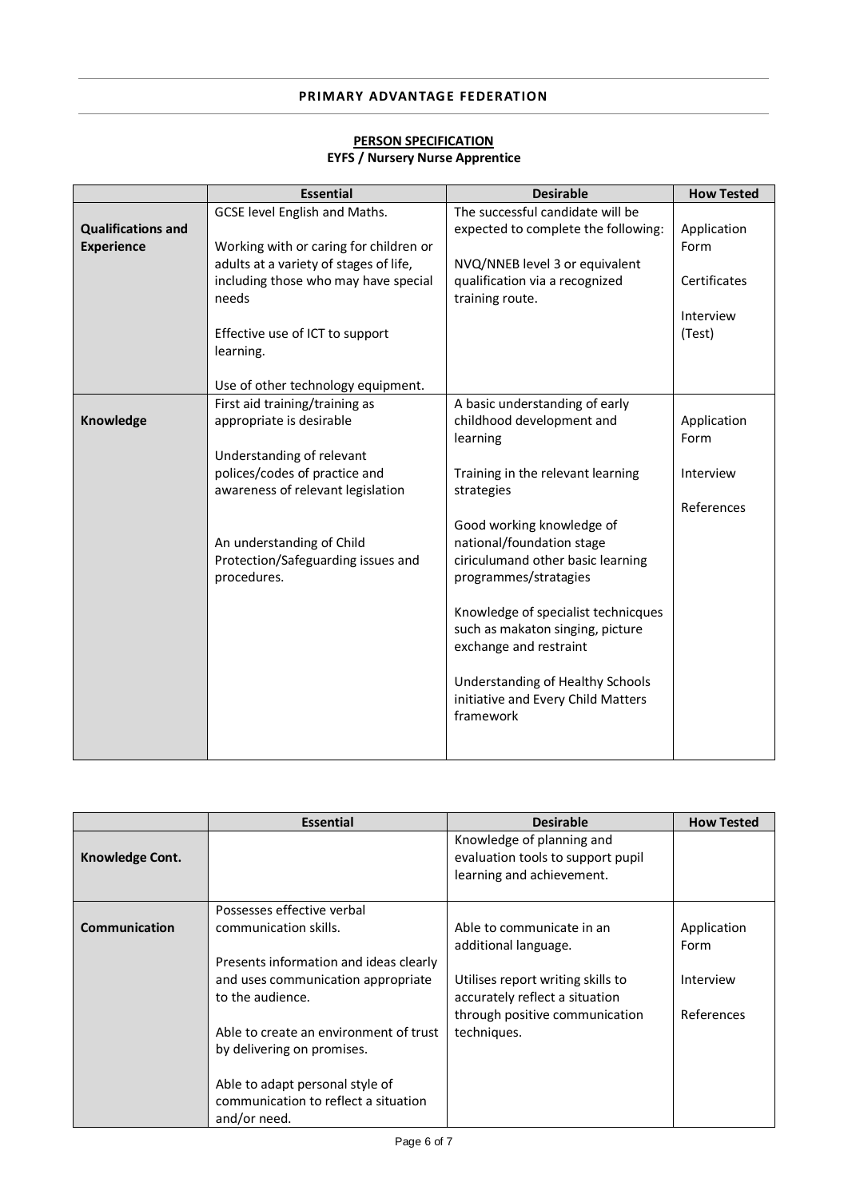**PRIMARY ADVANTAGE FEDERATION**

**PERSON SPECIFICATION**
**EYFS / Nursery Nurse Apprentice**

| | Essential | Desirable | How Tested |
|---|---|---|---|
| **Qualifications and Experience** | GCSE level English and Maths.<br><br>Working with or caring for children or adults at a variety of stages of life, including those who may have special needs<br><br>Effective use of ICT to support learning.<br><br>Use of other technology equipment. | The successful candidate will be expected to complete the following:<br><br>NVQ/NNEB level 3 or equivalent qualification via a recognized training route. | Application Form<br><br>Certificates<br><br>Interview (Test) |
| **Knowledge** | First aid training/training as appropriate is desirable<br><br>Understanding of relevant polices/codes of practice and awareness of relevant legislation<br><br>An understanding of Child Protection/Safeguarding issues and procedures. | A basic understanding of early childhood development and learning<br><br>Training in the relevant learning strategies<br><br>Good working knowledge of national/foundation stage ciriculumand other basic learning programmes/stratagies<br><br>Knowledge of specialist technicques such as makaton singing, picture exchange and restraint<br><br>Understanding of Healthy Schools initiative and Every Child Matters framework | Application Form<br><br>Interview<br><br>References |
| **Knowledge Cont.** | | Knowledge of planning and evaluation tools to support pupil learning and achievement. | |
| **Communication** | Possesses effective verbal communication skills.<br><br>Presents information and ideas clearly and uses communication appropriate to the audience.<br><br>Able to create an environment of trust by delivering on promises.<br><br>Able to adapt personal style of communication to reflect a situation and/or need. | Able to communicate in an additional language.<br><br>Utilises report writing skills to accurately reflect a situation through positive communication techniques. | Application Form<br><br>Interview<br><br>References |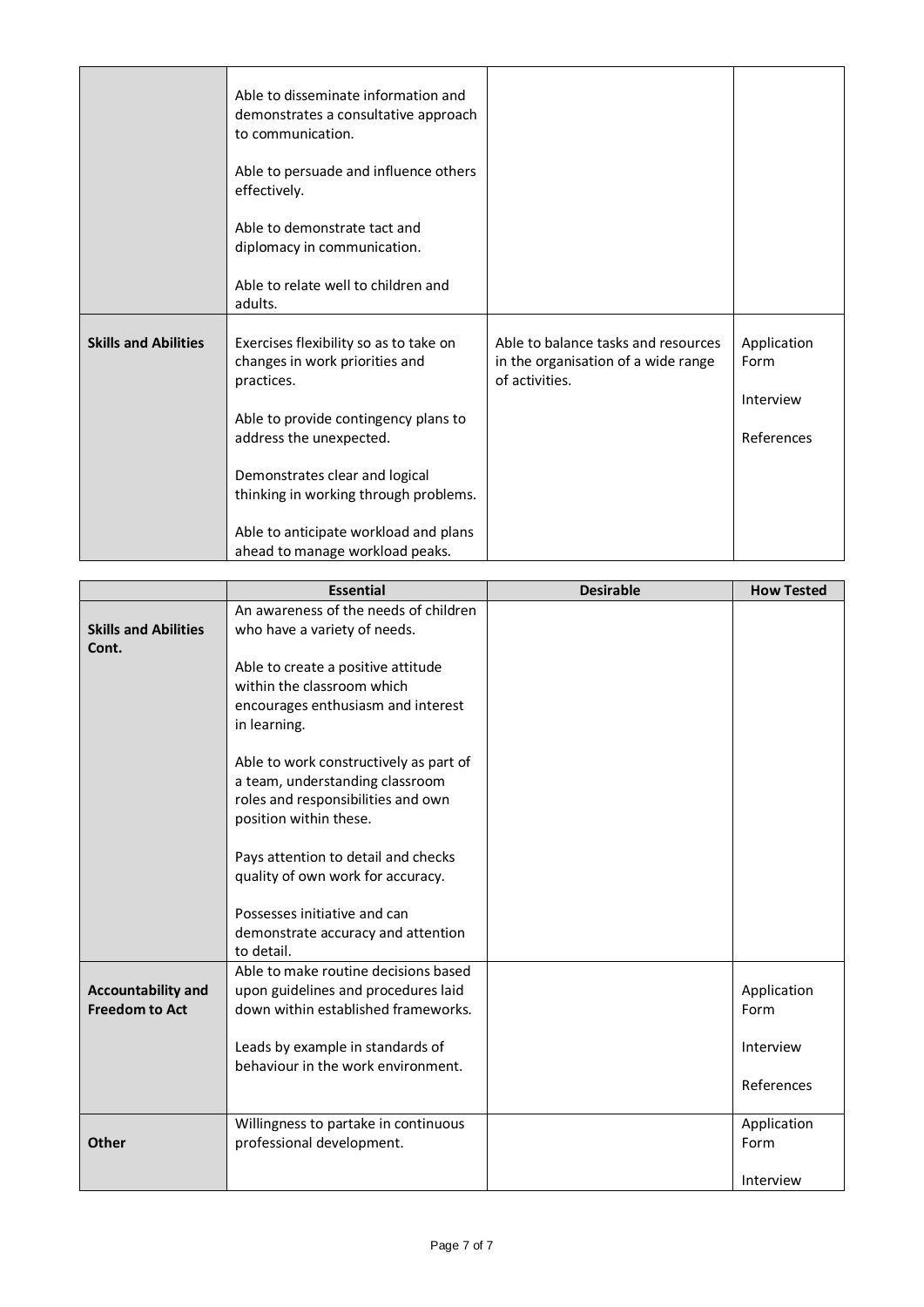| | | | |
|---|---|---|---|
| | Able to disseminate information and demonstrates a consultative approach to communication.<br><br>Able to persuade and influence others effectively.<br><br>Able to demonstrate tact and diplomacy in communication.<br><br>Able to relate well to children and adults. | | |
| **Skills and Abilities** | Exercises flexibility so as to take on changes in work priorities and practices.<br><br>Able to provide contingency plans to address the unexpected.<br><br>Demonstrates clear and logical thinking in working through problems.<br><br>Able to anticipate workload and plans ahead to manage workload peaks. | Able to balance tasks and resources in the organisation of a wide range of activities. | Application Form<br><br>Interview<br><br>References |

| | Essential | Desirable | How Tested |
|---|---|---|---|
| **Skills and Abilities Cont.** | An awareness of the needs of children who have a variety of needs.<br><br>Able to create a positive attitude within the classroom which encourages enthusiasm and interest in learning.<br><br>Able to work constructively as part of a team, understanding classroom roles and responsibilities and own position within these.<br><br>Pays attention to detail and checks quality of own work for accuracy.<br><br>Possesses initiative and can demonstrate accuracy and attention to detail. | | |
| **Accountability and Freedom to Act** | Able to make routine decisions based upon guidelines and procedures laid down within established frameworks.<br><br>Leads by example in standards of behaviour in the work environment. | | Application Form<br><br>Interview<br><br>References |
| **Other** | Willingness to partake in continuous professional development. | | Application Form<br><br>Interview |